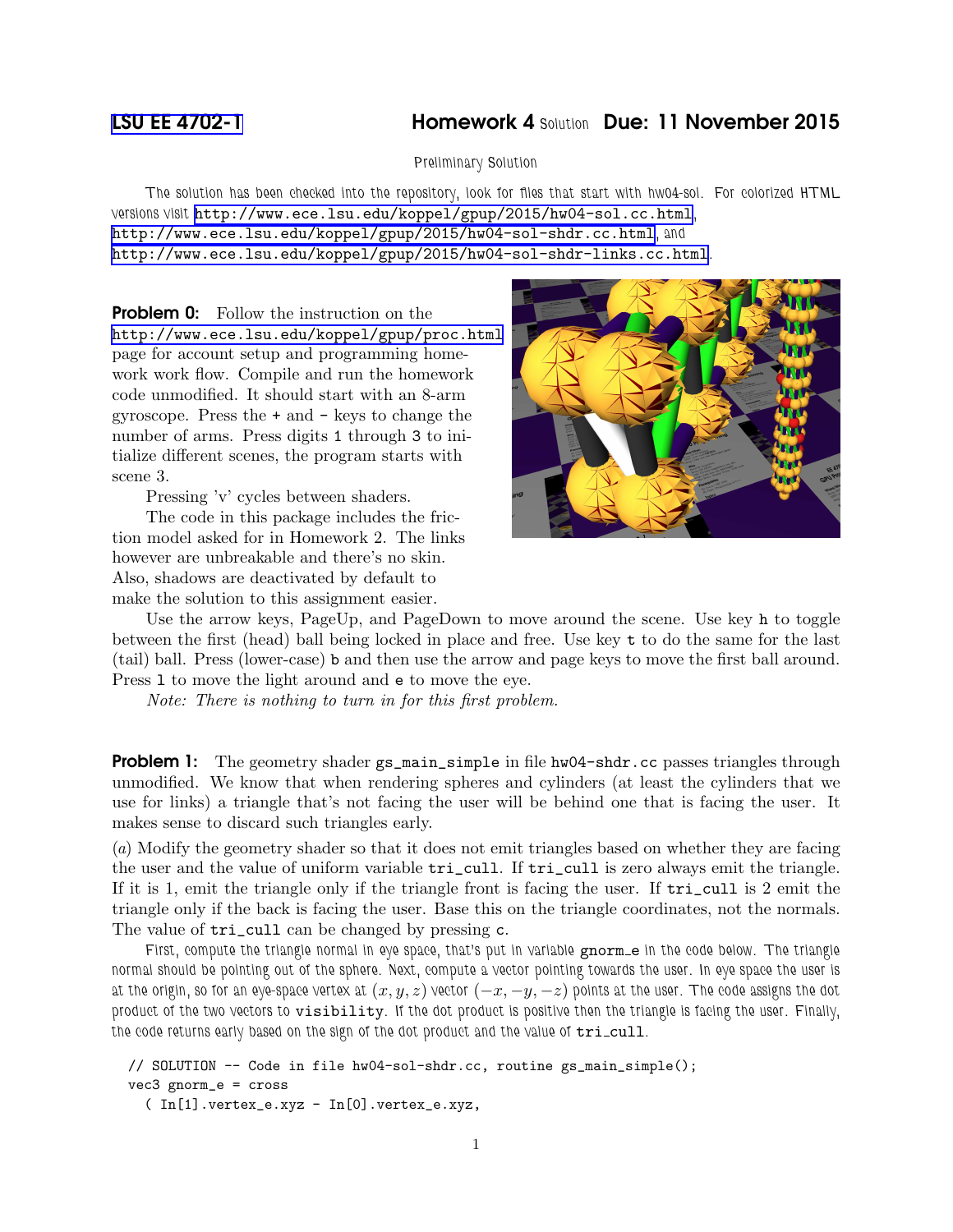# LSU EE 4702-1 Homework 4 Solution Due: 11 November 2015

Preliminary Solution

The solution has been checked into the repository, look for files that start with hw04-sol. For colorized HTML versions visit http://www.ece.lsu.edu/koppel/gpup/2015/hw04-sol.cc.html, http://www.ece.lsu.edu/koppel/gpup/2015/hw04-sol-shdr.cc.html, and http://www.ece.lsu.edu/koppel/gpup/2015/hw04-sol-shdr-links.cc.html.

**Problem 0:** Follow the instruction on the http://www.ece.lsu.edu/koppel/gpup/proc.html page for account setup and programming homework work flow. Compile and run the homework code unmodified. It should start with an 8-arm gyroscope. Press the `+` and `-` keys to change the number of arms. Press digits `1` through `3` to initialize different scenes, the program starts with scene 3.

Pressing 'v' cycles between shaders.

The code in this package includes the friction model asked for in Homework 2. The links however are unbreakable and there's no skin. Also, shadows are deactivated by default to make the solution to this assignment easier.

Use the arrow keys, PageUp, and PageDown to move around the scene. Use key `h` to toggle between the first (head) ball being locked in place and free. Use key `t` to do the same for the last (tail) ball. Press (lower-case) `b` and then use the arrow and page keys to move the first ball around. Press `l` to move the light around and `e` to move the eye.

*Note: There is nothing to turn in for this first problem.*

**Problem 1:** The geometry shader `gs_main_simple` in file `hw04-shdr.cc` passes triangles through unmodified. We know that when rendering spheres and cylinders (at least the cylinders that we use for links) a triangle that's not facing the user will be behind one that is facing the user. It makes sense to discard such triangles early.

(*a*) Modify the geometry shader so that it does not emit triangles based on whether they are facing the user and the value of uniform variable `tri_cull`. If `tri_cull` is zero always emit the triangle. If it is 1, emit the triangle only if the triangle front is facing the user. If `tri_cull` is 2 emit the triangle only if the back is facing the user. Base this on the triangle coordinates, not the normals. The value of `tri_cull` can be changed by pressing `c`.

First, compute the triangle normal in eye space, that's put in variable `gnorm_e` in the code below. The triangle normal should be pointing out of the sphere. Next, compute a vector pointing towards the user. In eye space the user is at the origin, so for an eye-space vertex at $(x, y, z)$ vector $(-x, -y, -z)$ points at the user. The code assigns the dot product of the two vectors to `visibility`. If the dot product is positive then the triangle is facing the user. Finally, the code returns early based on the sign of the dot product and the value of `tri_cull`.

```
// SOLUTION -- Code in file hw04-sol-shdr.cc, routine gs_main_simple();
vec3 gnorm_e = cross
  ( In[1].vertex_e.xyz - In[0].vertex_e.xyz,
```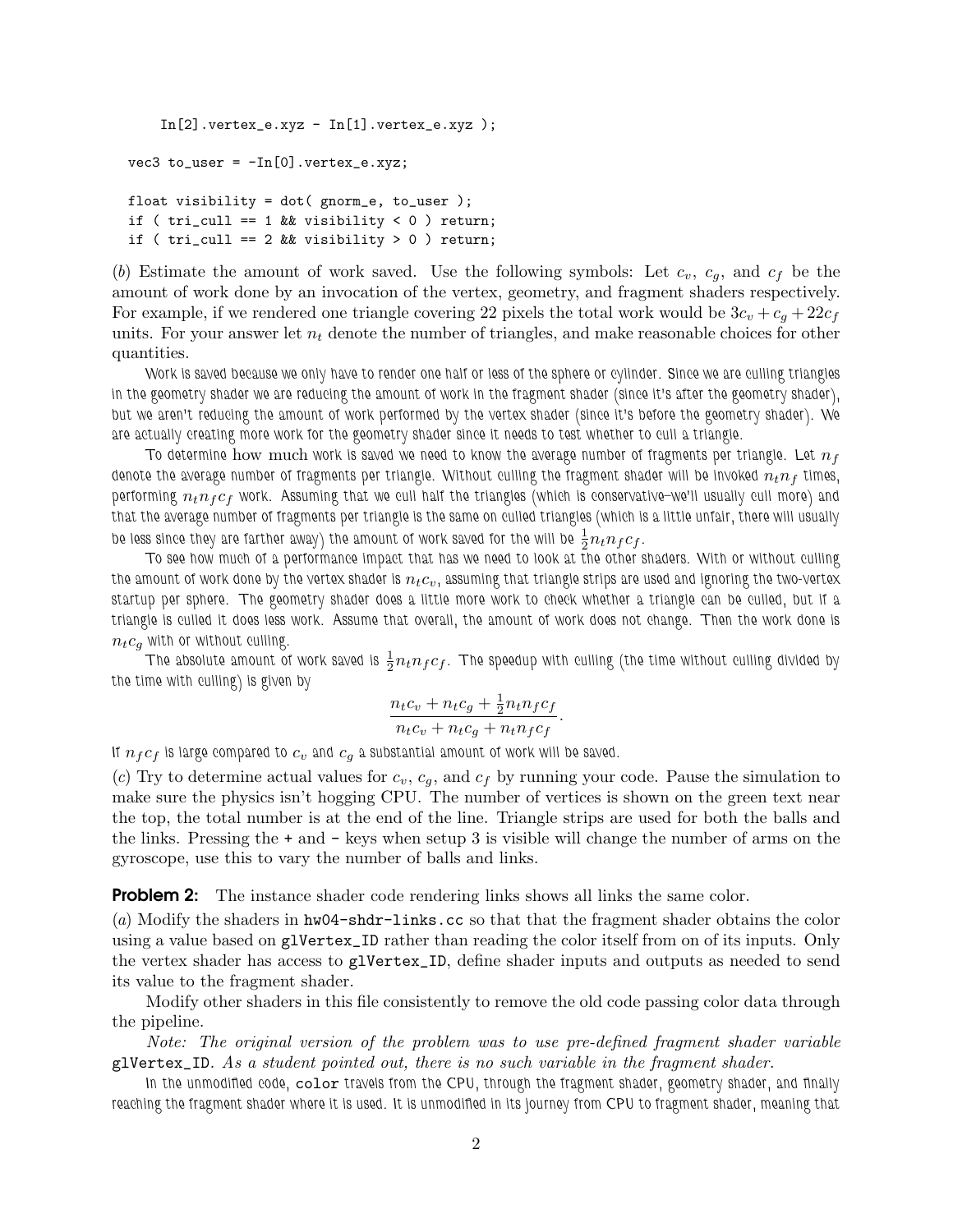```
      In[2].vertex_e.xyz - In[1].vertex_e.xyz );

  vec3 to_user = -In[0].vertex_e.xyz;

  float visibility = dot( gnorm_e, to_user );
  if ( tri_cull == 1 && visibility < 0 ) return;
  if ( tri_cull == 2 && visibility > 0 ) return;
```

(*b*) Estimate the amount of work saved. Use the following symbols: Let $c_v$, $c_g$, and $c_f$ be the amount of work done by an invocation of the vertex, geometry, and fragment shaders respectively. For example, if we rendered one triangle covering 22 pixels the total work would be $3c_v + c_g + 22c_f$ units. For your answer let $n_t$ denote the number of triangles, and make reasonable choices for other quantities.

Work is saved because we only have to render one half or less of the sphere or cylinder. Since we are culling triangles in the geometry shader we are reducing the amount of work in the fragment shader (since it's after the geometry shader), but we aren't reducing the amount of work performed by the vertex shader (since it's before the geometry shader). We are actually creating more work for the geometry shader since it needs to test whether to cull a triangle.

To determine how much work is saved we need to know the average number of fragments per triangle. Let $n_f$ denote the average number of fragments per triangle. Without culling the fragment shader will be invoked $n_t n_f$ times, performing $n_t n_f c_f$ work. Assuming that we cull half the triangles (which is conservative—we'll usually cull more) and that the average number of fragments per triangle is the same on culled triangles (which is a little unfair, there will usually be less since they are farther away) the amount of work saved for the will be $\frac{1}{2} n_t n_f c_f$.

To see how much of a performance impact that has we need to look at the other shaders. With or without culling the amount of work done by the vertex shader is $n_t c_v$, assuming that triangle strips are used and ignoring the two-vertex startup per sphere. The geometry shader does a little more work to check whether a triangle can be culled, but if a triangle is culled it does less work. Assume that overall, the amount of work does not change. Then the work done is $n_t c_g$ with or without culling.

The absolute amount of work saved is $\frac{1}{2} n_t n_f c_f$. The speedup with culling (the time without culling divided by the time with culling) is given by

$$\frac{n_t c_v + n_t c_g + \frac{1}{2} n_t n_f c_f}{n_t c_v + n_t c_g + n_t n_f c_f}.$$

If $n_f c_f$ is large compared to $c_v$ and $c_g$ a substantial amount of work will be saved.

(*c*) Try to determine actual values for $c_v$, $c_g$, and $c_f$ by running your code. Pause the simulation to make sure the physics isn't hogging CPU. The number of vertices is shown on the green text near the top, the total number is at the end of the line. Triangle strips are used for both the balls and the links. Pressing the + and - keys when setup 3 is visible will change the number of arms on the gyroscope, use this to vary the number of balls and links.

**Problem 2:** The instance shader code rendering links shows all links the same color.

(*a*) Modify the shaders in `hw04-shdr-links.cc` so that that the fragment shader obtains the color using a value based on `glVertex_ID` rather than reading the color itself from on of its inputs. Only the vertex shader has access to `glVertex_ID`, define shader inputs and outputs as needed to send its value to the fragment shader.

Modify other shaders in this file consistently to remove the old code passing color data through the pipeline.

*Note: The original version of the problem was to use pre-defined fragment shader variable* `glVertex_ID`. *As a student pointed out, there is no such variable in the fragment shader.*

In the unmodified code, `color` travels from the CPU, through the fragment shader, geometry shader, and finally reaching the fragment shader where it is used. It is unmodified in its journey from CPU to fragment shader, meaning that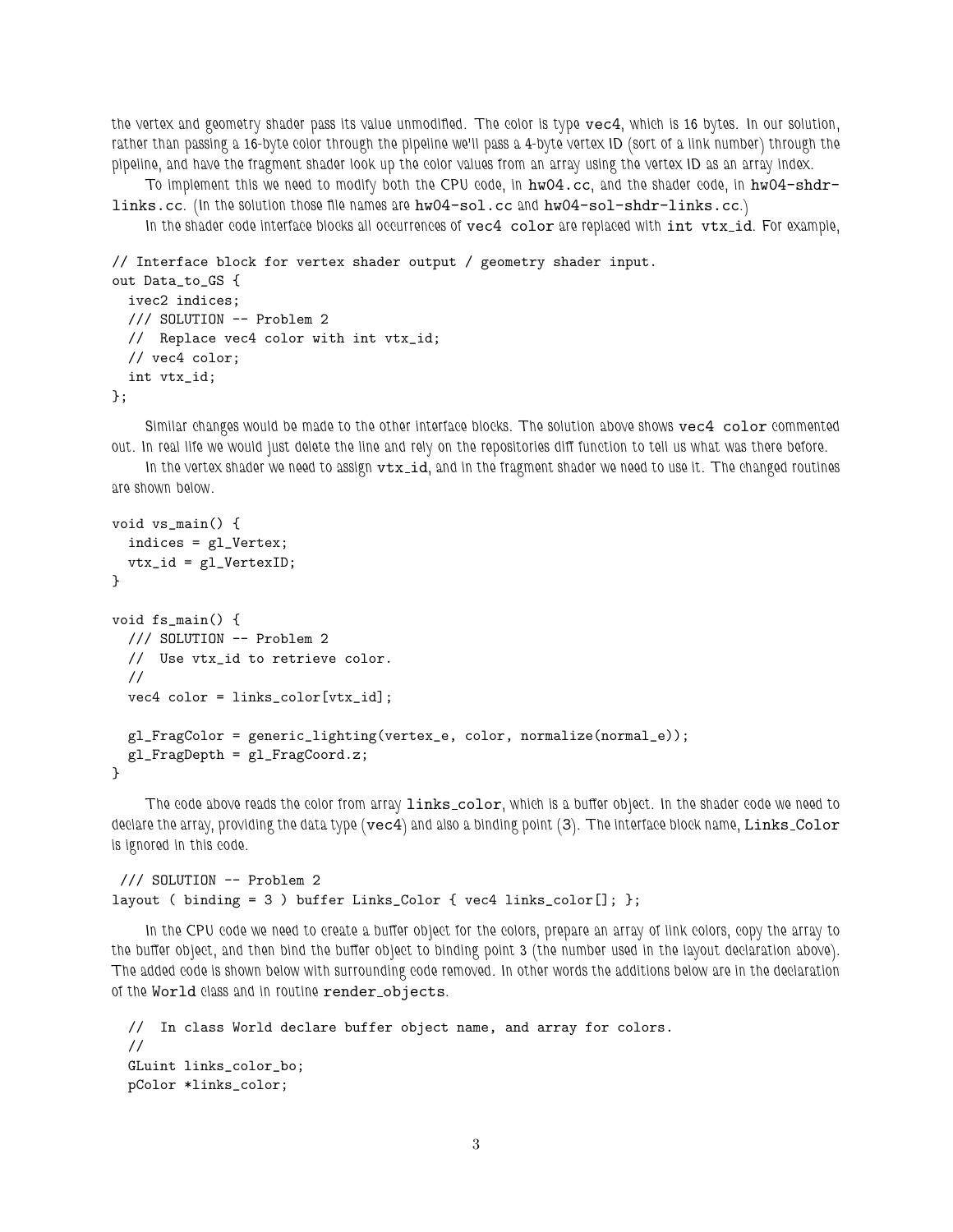the vertex and geometry shader pass its value unmodified. The color is type `vec4`, which is 16 bytes. In our solution, rather than passing a 16-byte color through the pipeline we'll pass a 4-byte vertex ID (sort of a link number) through the pipeline, and have the fragment shader look up the color values from an array using the vertex ID as an array index.

To implement this we need to modify both the CPU code, in `hw04.cc`, and the shader code, in `hw04-shdr-links.cc`. (In the solution those file names are `hw04-sol.cc` and `hw04-sol-shdr-links.cc`.)

In the shader code interface blocks all occurrences of `vec4 color` are replaced with `int vtx_id`. For example,

```
// Interface block for vertex shader output / geometry shader input.
out Data_to_GS {
  ivec2 indices;
  /// SOLUTION -- Problem 2
  //  Replace vec4 color with int vtx_id;
  // vec4 color;
  int vtx_id;
};
```

Similar changes would be made to the other interface blocks. The solution above shows `vec4 color` commented out. In real life we would just delete the line and rely on the repositories diff function to tell us what was there before.

In the vertex shader we need to assign `vtx_id`, and in the fragment shader we need to use it. The changed routines are shown below.

```
void vs_main() {
  indices = gl_Vertex;
  vtx_id = gl_VertexID;
}

void fs_main() {
  /// SOLUTION -- Problem 2
  //  Use vtx_id to retrieve color.
  //
  vec4 color = links_color[vtx_id];

  gl_FragColor = generic_lighting(vertex_e, color, normalize(normal_e));
  gl_FragDepth = gl_FragCoord.z;
}
```

The code above reads the color from array `links_color`, which is a buffer object. In the shader code we need to declare the array, providing the data type (`vec4`) and also a binding point (3). The interface block name, `Links_Color` is ignored in this code.

```
 /// SOLUTION -- Problem 2
layout ( binding = 3 ) buffer Links_Color { vec4 links_color[]; };
```

In the CPU code we need to create a buffer object for the colors, prepare an array of link colors, copy the array to the buffer object, and then bind the buffer object to binding point 3 (the number used in the layout declaration above). The added code is shown below with surrounding code removed. In other words the additions below are in the declaration of the `World` class and in routine `render_objects`.

```
  //  In class World declare buffer object name, and array for colors.
  //
  GLuint links_color_bo;
  pColor *links_color;
```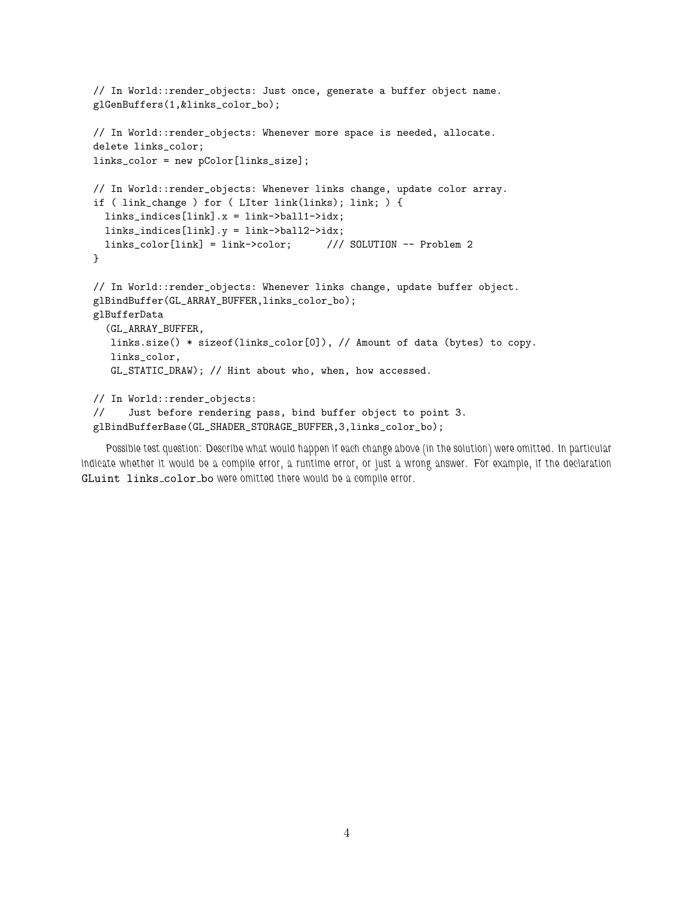```
// In World::render_objects: Just once, generate a buffer object name.
glGenBuffers(1,&links_color_bo);

// In World::render_objects: Whenever more space is needed, allocate.
delete links_color;
links_color = new pColor[links_size];

// In World::render_objects: Whenever links change, update color array.
if ( link_change ) for ( LIter link(links); link; ) {
  links_indices[link].x = link->ball1->idx;
  links_indices[link].y = link->ball2->idx;
  links_color[link] = link->color;      /// SOLUTION -- Problem 2
}

// In World::render_objects: Whenever links change, update buffer object.
glBindBuffer(GL_ARRAY_BUFFER,links_color_bo);
glBufferData
  (GL_ARRAY_BUFFER,
   links.size() * sizeof(links_color[0]), // Amount of data (bytes) to copy.
   links_color,
   GL_STATIC_DRAW); // Hint about who, when, how accessed.

// In World::render_objects:
//    Just before rendering pass, bind buffer object to point 3.
glBindBufferBase(GL_SHADER_STORAGE_BUFFER,3,links_color_bo);
```

*Possible test question: Describe what would happen if each change above (in the solution) were omitted. In particular indicate whether it would be a compile error, a runtime error, or just a wrong answer. For example, if the declaration* `GLuint links_color_bo` *were omitted there would be a compile error.*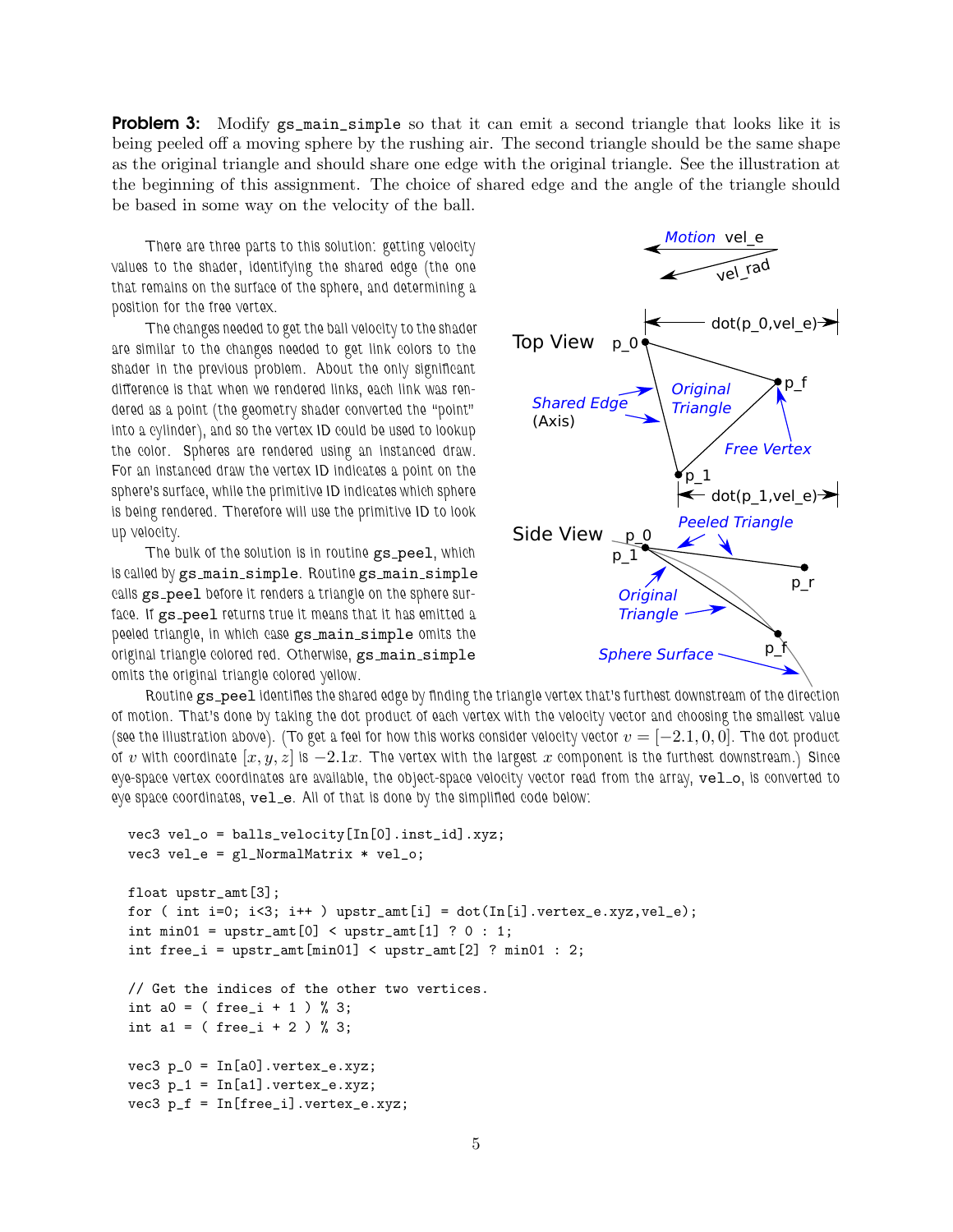**Problem 3:** Modify `gs_main_simple` so that it can emit a second triangle that looks like it is being peeled off a moving sphere by the rushing air. The second triangle should be the same shape as the original triangle and should share one edge with the original triangle. See the illustration at the beginning of this assignment. The choice of shared edge and the angle of the triangle should be based in some way on the velocity of the ball.

There are three parts to this solution: getting velocity values to the shader, identifying the shared edge (the one that remains on the surface of the sphere, and determining a position for the free vertex.

The changes needed to get the ball velocity to the shader are similar to the changes needed to get link colors to the shader in the previous problem. About the only significant difference is that when we rendered links, each link was rendered as a point (the geometry shader converted the "point" into a cylinder), and so the vertex ID could be used to lookup the color. Spheres are rendered using an instanced draw. For an instanced draw the vertex ID indicates a point on the sphere's surface, while the primitive ID indicates which sphere is being rendered. Therefore will use the primitive ID to look up velocity.

The bulk of the solution is in routine `gs_peel`, which is called by `gs_main_simple`. Routine `gs_main_simple` calls `gs_peel` before it renders a triangle on the sphere surface. If `gs_peel` returns true it means that it has emitted a peeled triangle, in which case `gs_main_simple` omits the original triangle colored red. Otherwise, `gs_main_simple` omits the original triangle colored yellow.

Routine `gs_peel` identifies the shared edge by finding the triangle vertex that's furthest downstream of the direction of motion. That's done by taking the dot product of each vertex with the velocity vector and choosing the smallest value (see the illustration above). (To get a feel for how this works consider velocity vector $v = [-2.1, 0, 0]$. The dot product of $v$ with coordinate $[x, y, z]$ is $-2.1x$. The vertex with the largest $x$ component is the furthest downstream.) Since eye-space vertex coordinates are available, the object-space velocity vector read from the array, `vel_o`, is converted to eye space coordinates, `vel_e`. All of that is done by the simplified code below:

```
vec3 vel_o = balls_velocity[In[0].inst_id].xyz;
vec3 vel_e = gl_NormalMatrix * vel_o;

float upstr_amt[3];
for ( int i=0; i<3; i++ ) upstr_amt[i] = dot(In[i].vertex_e.xyz,vel_e);
int min01 = upstr_amt[0] < upstr_amt[1] ? 0 : 1;
int free_i = upstr_amt[min01] < upstr_amt[2] ? min01 : 2;

// Get the indices of the other two vertices.
int a0 = ( free_i + 1 ) % 3;
int a1 = ( free_i + 2 ) % 3;

vec3 p_0 = In[a0].vertex_e.xyz;
vec3 p_1 = In[a1].vertex_e.xyz;
vec3 p_f = In[free_i].vertex_e.xyz;
```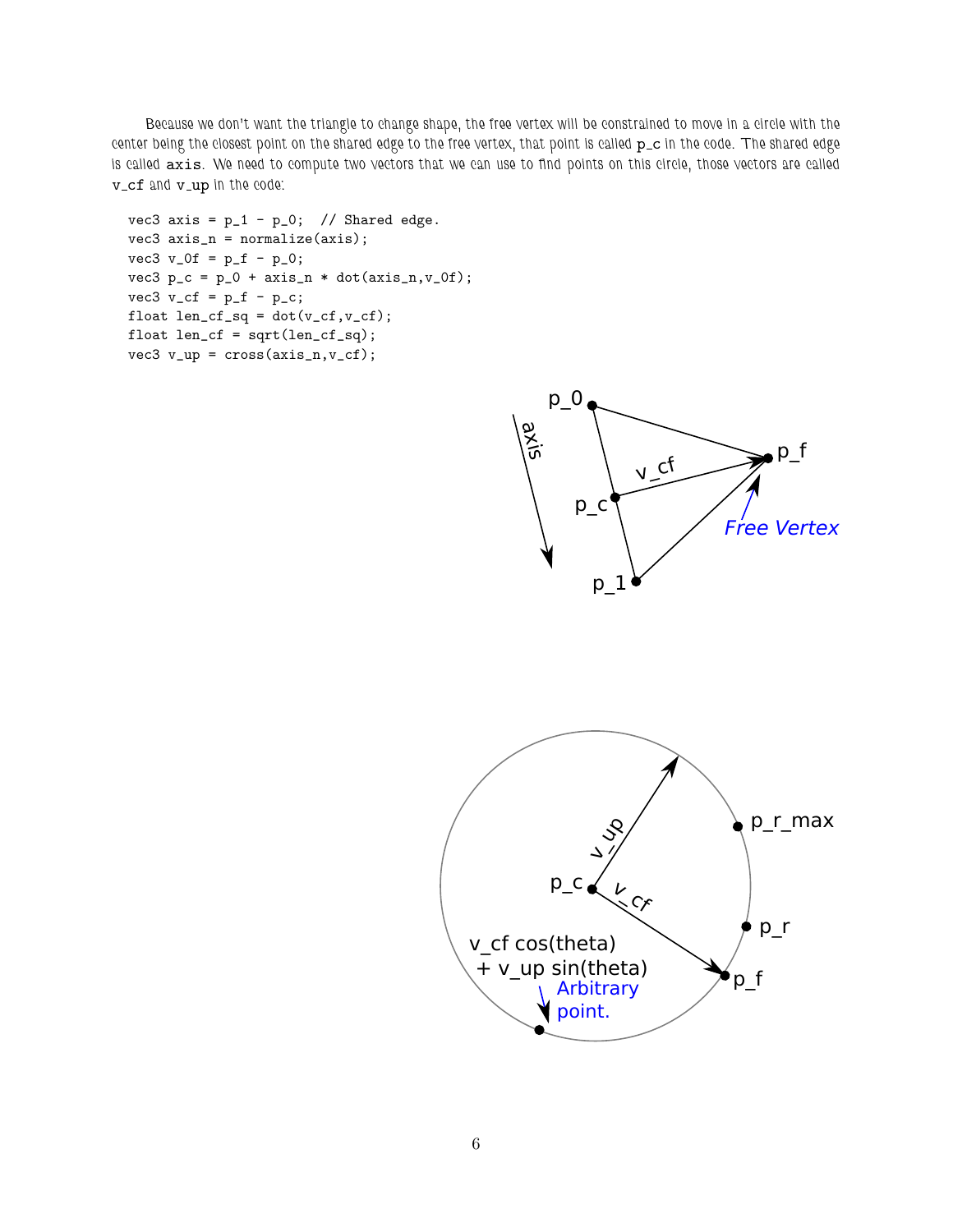Because we don't want the triangle to change shape, the free vertex will be constrained to move in a circle with the center being the closest point on the shared edge to the free vertex, that point is called `p_c` in the code. The shared edge is called `axis`. We need to compute two vectors that we can use to find points on this circle, those vectors are called `v_cf` and `v_up` in the code:

```
vec3 axis = p_1 - p_0;  // Shared edge.
vec3 axis_n = normalize(axis);
vec3 v_0f = p_f - p_0;
vec3 p_c = p_0 + axis_n * dot(axis_n,v_0f);
vec3 v_cf = p_f - p_c;
float len_cf_sq = dot(v_cf,v_cf);
float len_cf = sqrt(len_cf_sq);
vec3 v_up = cross(axis_n,v_cf);
```

p_0

axis

v_cf

p_f

p_c

Free Vertex

p_1

v_up

p_r_max

p_c

v_cf

p_r

v_cf cos(theta)
+ v_up sin(theta)

p_f

Arbitrary
point.